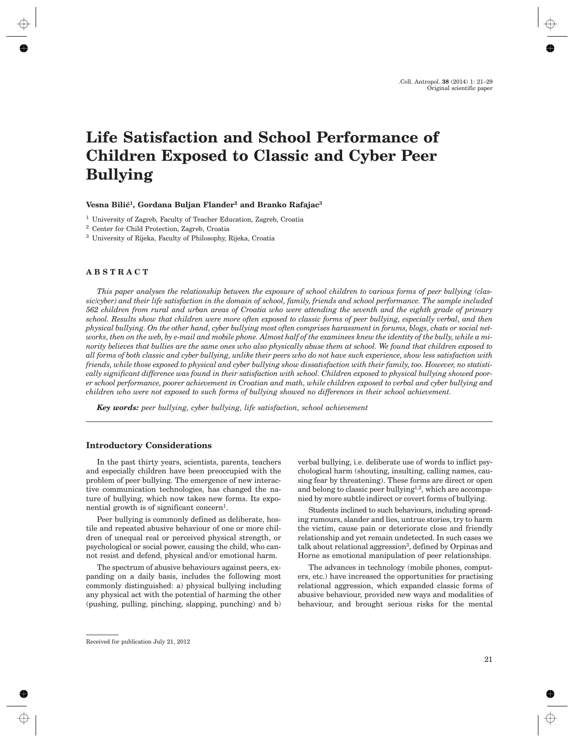# Life Satisfaction and School Performance of Children Exposed to Classic and Cyber Peer Bullying

**Vesna Bilić[1], Gordana Buljan Flander[2] and Branko Rafajac[3]**

[1] University of Zagreb, Faculty of Teacher Education, Zagreb, Croatia

[2] Center for Child Protection, Zagreb, Croatia

[3] University of Rijeka, Faculty of Philosophy, Rijeka, Croatia

## ABSTRACT

*This paper analyses the relationship between the exposure of school children to various forms of peer bullying (classic/cyber) and their life satisfaction in the domain of school, family, friends and school performance. The sample included 562 children from rural and urban areas of Croatia who were attending the seventh and the eighth grade of primary school. Results show that children were more often exposed to classic forms of peer bullying, especially verbal, and then physical bullying. On the other hand, cyber bullying most often comprises harassment in forums, blogs, chats or social networks, then on the web, by e-mail and mobile phone. Almost half of the examinees knew the identity of the bully, while a minority believes that bullies are the same ones who also physically abuse them at school. We found that children exposed to all forms of both classic and cyber bullying, unlike their peers who do not have such experience, show less satisfaction with friends, while those exposed to physical and cyber bullying show dissatisfaction with their family, too. However, no statistically significant difference was found in their satisfaction with school. Children exposed to physical bullying showed poorer school performance, poorer achievement in Croatian and math, while children exposed to verbal and cyber bullying and children who were not exposed to such forms of bullying showed no differences in their school achievement.*

***Key words:*** *peer bullying, cyber bullying, life satisfaction, school achievement*

## Introductory Considerations

In the past thirty years, scientists, parents, teachers and especially children have been preoccupied with the problem of peer bullying. The emergence of new interactive communication technologies, has changed the nature of bullying, which now takes new forms. Its exponential growth is of significant concern[1].

Peer bullying is commonly defined as deliberate, hostile and repeated abusive behaviour of one or more children of unequal real or perceived physical strength, or psychological or social power, causing the child, who cannot resist and defend, physical and/or emotional harm.

The spectrum of abusive behaviours against peers, expanding on a daily basis, includes the following most commonly distinguished: a) physical bullying including any physical act with the potential of harming the other (pushing, pulling, pinching, slapping, punching) and b) verbal bullying, i.e. deliberate use of words to inflict psychological harm (shouting, insulting, calling names, causing fear by threatening). These forms are direct or open and belong to classic peer bullying[1,2], which are accompanied by more subtle indirect or covert forms of bullying.

Students inclined to such behaviours, including spreading rumours, slander and lies, untrue stories, try to harm the victim, cause pain or deteriorate close and friendly relationship and yet remain undetected. In such cases we talk about relational aggression[3], defined by Orpinas and Horne as emotional manipulation of peer relationships.

The advances in technology (mobile phones, computers, etc.) have increased the opportunities for practising relational aggression, which expanded classic forms of abusive behaviour, provided new ways and modalities of behaviour, and brought serious risks for the mental

Received for publication July 21, 2012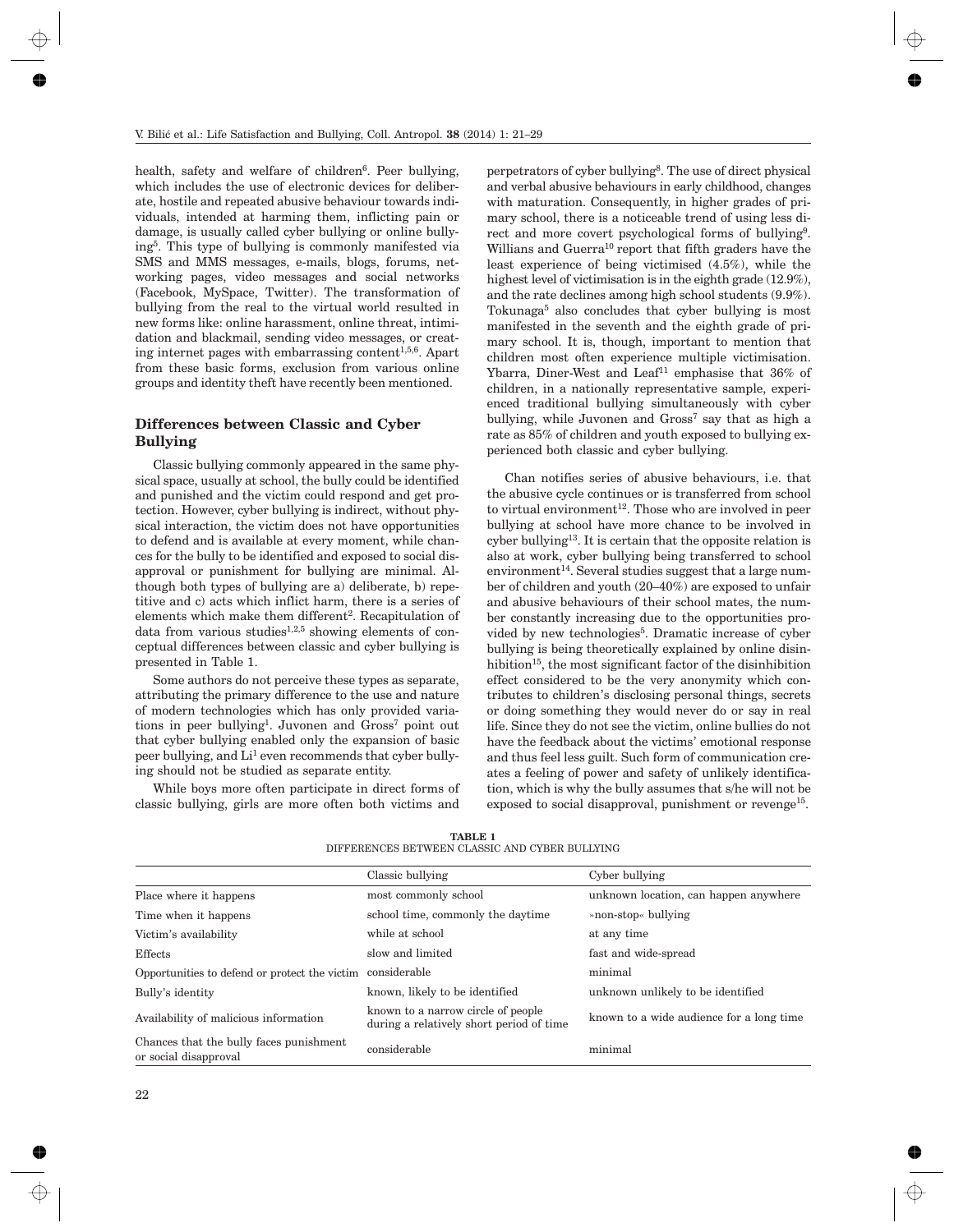health, safety and welfare of children[6]. Peer bullying, which includes the use of electronic devices for deliberate, hostile and repeated abusive behaviour towards individuals, intended at harming them, inflicting pain or damage, is usually called cyber bullying or online bullying[5]. This type of bullying is commonly manifested via SMS and MMS messages, e-mails, blogs, forums, networking pages, video messages and social networks (Facebook, MySpace, Twitter). The transformation of bullying from the real to the virtual world resulted in new forms like: online harassment, online threat, intimidation and blackmail, sending video messages, or creating internet pages with embarrassing content[1,5,6]. Apart from these basic forms, exclusion from various online groups and identity theft have recently been mentioned.

## Differences between Classic and Cyber Bullying

Classic bullying commonly appeared in the same physical space, usually at school, the bully could be identified and punished and the victim could respond and get protection. However, cyber bullying is indirect, without physical interaction, the victim does not have opportunities to defend and is available at every moment, while chances for the bully to be identified and exposed to social disapproval or punishment for bullying are minimal. Although both types of bullying are a) deliberate, b) repetitive and c) acts which inflict harm, there is a series of elements which make them different[2]. Recapitulation of data from various studies[1,2,5] showing elements of conceptual differences between classic and cyber bullying is presented in Table 1.

Some authors do not perceive these types as separate, attributing the primary difference to the use and nature of modern technologies which has only provided variations in peer bullying[1]. Juvonen and Gross[7] point out that cyber bullying enabled only the expansion of basic peer bullying, and Li[1] even recommends that cyber bullying should not be studied as separate entity.

While boys more often participate in direct forms of classic bullying, girls are more often both victims and perpetrators of cyber bullying[8]. The use of direct physical and verbal abusive behaviours in early childhood, changes with maturation. Consequently, in higher grades of primary school, there is a noticeable trend of using less direct and more covert psychological forms of bullying[9]. Willians and Guerra[10] report that fifth graders have the least experience of being victimised (4.5%), while the highest level of victimisation is in the eighth grade (12.9%), and the rate declines among high school students (9.9%). Tokunaga[5] also concludes that cyber bullying is most manifested in the seventh and the eighth grade of primary school. It is, though, important to mention that children most often experience multiple victimisation. Ybarra, Diner-West and Leaf[11] emphasise that 36% of children, in a nationally representative sample, experienced traditional bullying simultaneously with cyber bullying, while Juvonen and Gross[7] say that as high a rate as 85% of children and youth exposed to bullying experienced both classic and cyber bullying.

Chan notifies series of abusive behaviours, i.e. that the abusive cycle continues or is transferred from school to virtual environment[12]. Those who are involved in peer bullying at school have more chance to be involved in cyber bullying[13]. It is certain that the opposite relation is also at work, cyber bullying being transferred to school environment[14]. Several studies suggest that a large number of children and youth (20–40%) are exposed to unfair and abusive behaviours of their school mates, the number constantly increasing due to the opportunities provided by new technologies[5]. Dramatic increase of cyber bullying is being theoretically explained by online disinhibition[15], the most significant factor of the disinhibition effect considered to be the very anonymity which contributes to children's disclosing personal things, secrets or doing something they would never do or say in real life. Since they do not see the victim, online bullies do not have the feedback about the victims' emotional response and thus feel less guilt. Such form of communication creates a feeling of power and safety of unlikely identification, which is why the bully assumes that s/he will not be exposed to social disapproval, punishment or revenge[15].

**TABLE 1**
DIFFERENCES BETWEEN CLASSIC AND CYBER BULLYING

| | Classic bullying | Cyber bullying |
|---|---|---|
| Place where it happens | most commonly school | unknown location, can happen anywhere |
| Time when it happens | school time, commonly the daytime | »non-stop« bullying |
| Victim's availability | while at school | at any time |
| Effects | slow and limited | fast and wide-spread |
| Opportunities to defend or protect the victim | considerable | minimal |
| Bully's identity | known, likely to be identified | unknown unlikely to be identified |
| Availability of malicious information | known to a narrow circle of people during a relatively short period of time | known to a wide audience for a long time |
| Chances that the bully faces punishment or social disapproval | considerable | minimal |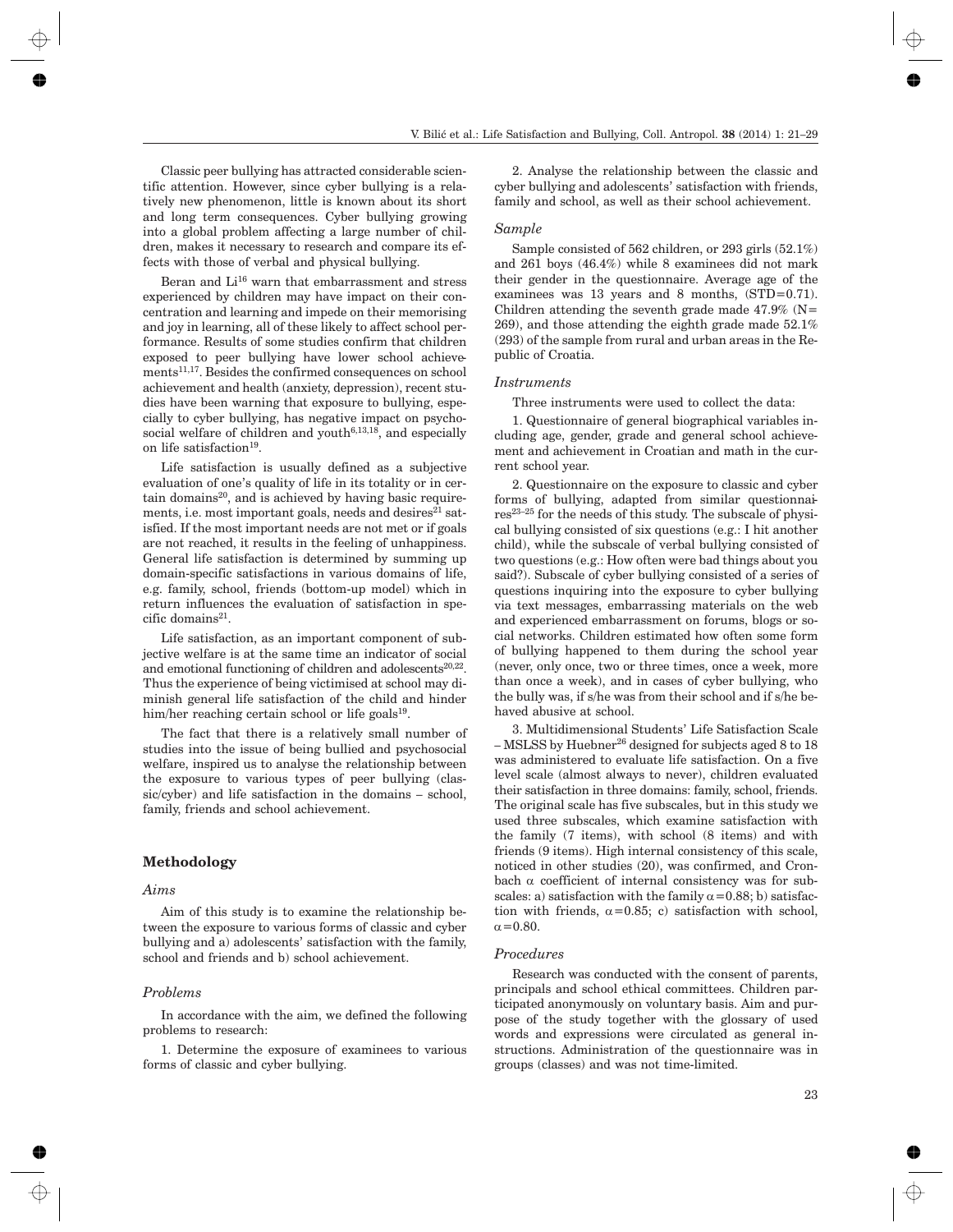Classic peer bullying has attracted considerable scientific attention. However, since cyber bullying is a relatively new phenomenon, little is known about its short and long term consequences. Cyber bullying growing into a global problem affecting a large number of children, makes it necessary to research and compare its effects with those of verbal and physical bullying.

Beran and Li[16] warn that embarrassment and stress experienced by children may have impact on their concentration and learning and impede on their memorising and joy in learning, all of these likely to affect school performance. Results of some studies confirm that children exposed to peer bullying have lower school achievements[11,17]. Besides the confirmed consequences on school achievement and health (anxiety, depression), recent studies have been warning that exposure to bullying, especially to cyber bullying, has negative impact on psychosocial welfare of children and youth[6,13,18], and especially on life satisfaction[19].

Life satisfaction is usually defined as a subjective evaluation of one's quality of life in its totality or in certain domains[20], and is achieved by having basic requirements, i.e. most important goals, needs and desires[21] satisfied. If the most important needs are not met or if goals are not reached, it results in the feeling of unhappiness. General life satisfaction is determined by summing up domain-specific satisfactions in various domains of life, e.g. family, school, friends (bottom-up model) which in return influences the evaluation of satisfaction in specific domains[21].

Life satisfaction, as an important component of subjective welfare is at the same time an indicator of social and emotional functioning of children and adolescents[20,22]. Thus the experience of being victimised at school may diminish general life satisfaction of the child and hinder him/her reaching certain school or life goals[19].

The fact that there is a relatively small number of studies into the issue of being bullied and psychosocial welfare, inspired us to analyse the relationship between the exposure to various types of peer bullying (classic/cyber) and life satisfaction in the domains – school, family, friends and school achievement.

## Methodology

### *Aims*

Aim of this study is to examine the relationship between the exposure to various forms of classic and cyber bullying and a) adolescents' satisfaction with the family, school and friends and b) school achievement.

### *Problems*

In accordance with the aim, we defined the following problems to research:

1. Determine the exposure of examinees to various forms of classic and cyber bullying.

2. Analyse the relationship between the classic and cyber bullying and adolescents' satisfaction with friends, family and school, as well as their school achievement.

### *Sample*

Sample consisted of 562 children, or 293 girls (52.1%) and 261 boys (46.4%) while 8 examinees did not mark their gender in the questionnaire. Average age of the examinees was 13 years and 8 months, (STD=0.71). Children attending the seventh grade made 47.9% (N=269), and those attending the eighth grade made 52.1% (293) of the sample from rural and urban areas in the Republic of Croatia.

### *Instruments*

Three instruments were used to collect the data:

1. Questionnaire of general biographical variables including age, gender, grade and general school achievement and achievement in Croatian and math in the current school year.

2. Questionnaire on the exposure to classic and cyber forms of bullying, adapted from similar questionnaires[23–25] for the needs of this study. The subscale of physical bullying consisted of six questions (e.g.: I hit another child), while the subscale of verbal bullying consisted of two questions (e.g.: How often were bad things about you said?). Subscale of cyber bullying consisted of a series of questions inquiring into the exposure to cyber bullying via text messages, embarrassing materials on the web and experienced embarrassment on forums, blogs or social networks. Children estimated how often some form of bullying happened to them during the school year (never, only once, two or three times, once a week, more than once a week), and in cases of cyber bullying, who the bully was, if s/he was from their school and if s/he behaved abusive at school.

3. Multidimensional Students' Life Satisfaction Scale – MSLSS by Huebner[26] designed for subjects aged 8 to 18 was administered to evaluate life satisfaction. On a five level scale (almost always to never), children evaluated their satisfaction in three domains: family, school, friends. The original scale has five subscales, but in this study we used three subscales, which examine satisfaction with the family (7 items), with school (8 items) and with friends (9 items). High internal consistency of this scale, noticed in other studies (20), was confirmed, and Cronbach $\alpha$ coefficient of internal consistency was for subscales: a) satisfaction with the family $\alpha=0.88$; b) satisfaction with friends, $\alpha=0.85$; c) satisfaction with school, $\alpha=0.80$.

### *Procedures*

Research was conducted with the consent of parents, principals and school ethical committees. Children participated anonymously on voluntary basis. Aim and purpose of the study together with the glossary of used words and expressions were circulated as general instructions. Administration of the questionnaire was in groups (classes) and was not time-limited.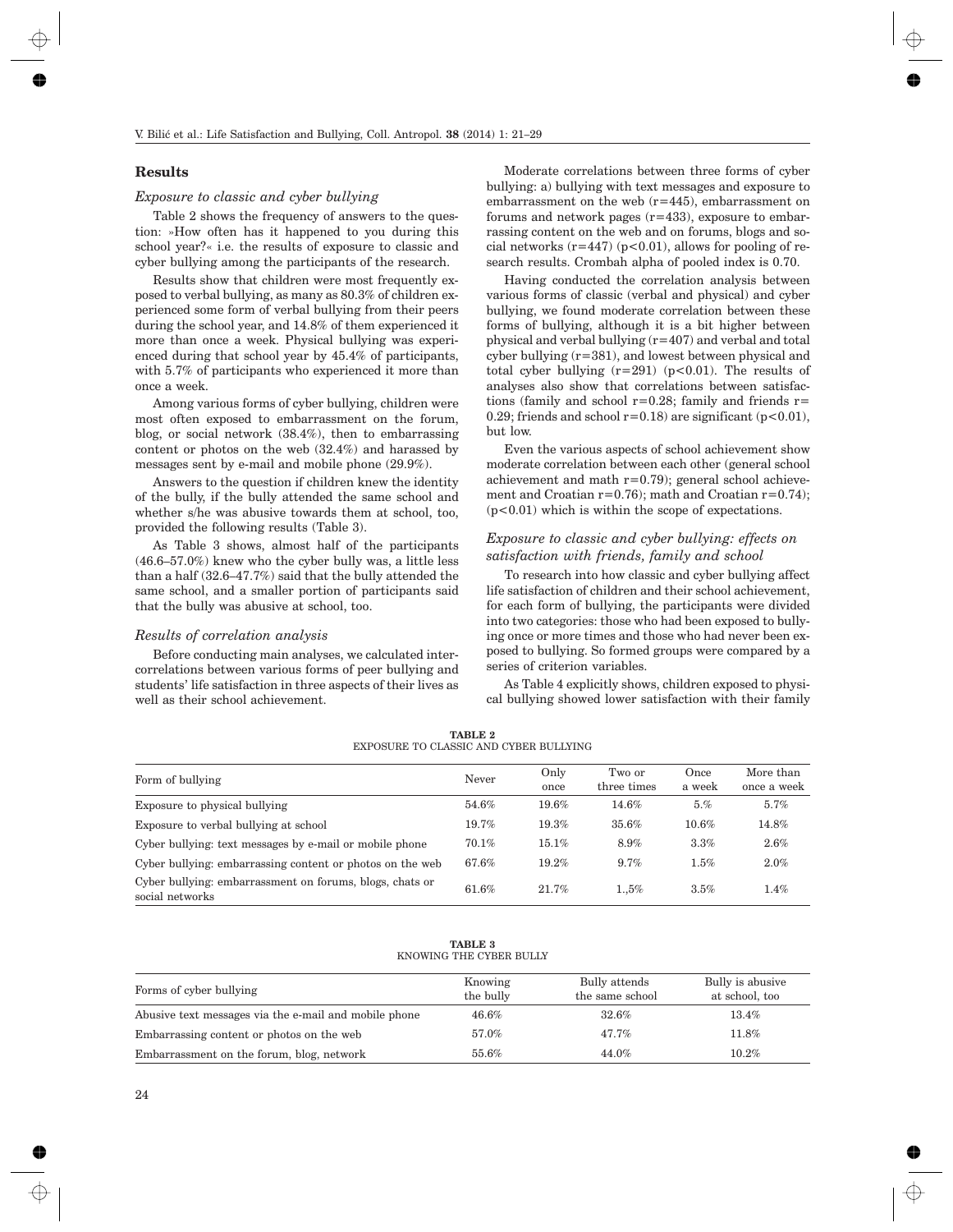## Results

### *Exposure to classic and cyber bullying*

Table 2 shows the frequency of answers to the question: »How often has it happened to you during this school year?« i.e. the results of exposure to classic and cyber bullying among the participants of the research.

Results show that children were most frequently exposed to verbal bullying, as many as 80.3% of children experienced some form of verbal bullying from their peers during the school year, and 14.8% of them experienced it more than once a week. Physical bullying was experienced during that school year by 45.4% of participants, with 5.7% of participants who experienced it more than once a week.

Among various forms of cyber bullying, children were most often exposed to embarrassment on the forum, blog, or social network (38.4%), then to embarrassing content or photos on the web (32.4%) and harassed by messages sent by e-mail and mobile phone (29.9%).

Answers to the question if children knew the identity of the bully, if the bully attended the same school and whether s/he was abusive towards them at school, too, provided the following results (Table 3).

As Table 3 shows, almost half of the participants (46.6–57.0%) knew who the cyber bully was, a little less than a half (32.6–47.7%) said that the bully attended the same school, and a smaller portion of participants said that the bully was abusive at school, too.

### *Results of correlation analysis*

Before conducting main analyses, we calculated intercorrelations between various forms of peer bullying and students' life satisfaction in three aspects of their lives as well as their school achievement.

Moderate correlations between three forms of cyber bullying: a) bullying with text messages and exposure to embarrassment on the web (r=445), embarrassment on forums and network pages (r=433), exposure to embarrassing content on the web and on forums, blogs and social networks (r=447) ($p<0.01$), allows for pooling of research results. Crombah alpha of pooled index is 0.70.

Having conducted the correlation analysis between various forms of classic (verbal and physical) and cyber bullying, we found moderate correlation between these forms of bullying, although it is a bit higher between physical and verbal bullying (r=407) and verbal and total cyber bullying (r=381), and lowest between physical and total cyber bullying (r=291) ($p<0.01$). The results of analyses also show that correlations between satisfactions (family and school r=0.28; family and friends r=0.29; friends and school r=0.18) are significant ($p<0.01$), but low.

Even the various aspects of school achievement show moderate correlation between each other (general school achievement and math r=0.79); general school achievement and Croatian r=0.76); math and Croatian r=0.74); ($p<0.01$) which is within the scope of expectations.

### *Exposure to classic and cyber bullying: effects on satisfaction with friends, family and school*

To research into how classic and cyber bullying affect life satisfaction of children and their school achievement, for each form of bullying, the participants were divided into two categories: those who had been exposed to bullying once or more times and those who had never been exposed to bullying. So formed groups were compared by a series of criterion variables.

As Table 4 explicitly shows, children exposed to physical bullying showed lower satisfaction with their family

**TABLE 2**
EXPOSURE TO CLASSIC AND CYBER BULLYING

| Form of bullying | Never | Only once | Two or three times | Once a week | More than once a week |
|---|---|---|---|---|---|
| Exposure to physical bullying | 54.6% | 19.6% | 14.6% | 5.% | 5.7% |
| Exposure to verbal bullying at school | 19.7% | 19.3% | 35.6% | 10.6% | 14.8% |
| Cyber bullying: text messages by e-mail or mobile phone | 70.1% | 15.1% | 8.9% | 3.3% | 2.6% |
| Cyber bullying: embarrassing content or photos on the web | 67.6% | 19.2% | 9.7% | 1.5% | 2.0% |
| Cyber bullying: embarrassment on forums, blogs, chats or social networks | 61.6% | 21.7% | 1.,5% | 3.5% | 1.4% |

**TABLE 3**
KNOWING THE CYBER BULLY

| Forms of cyber bullying | Knowing the bully | Bully attends the same school | Bully is abusive at school, too |
|---|---|---|---|
| Abusive text messages via the e-mail and mobile phone | 46.6% | 32.6% | 13.4% |
| Embarrassing content or photos on the web | 57.0% | 47.7% | 11.8% |
| Embarrassment on the forum, blog, network | 55.6% | 44.0% | 10.2% |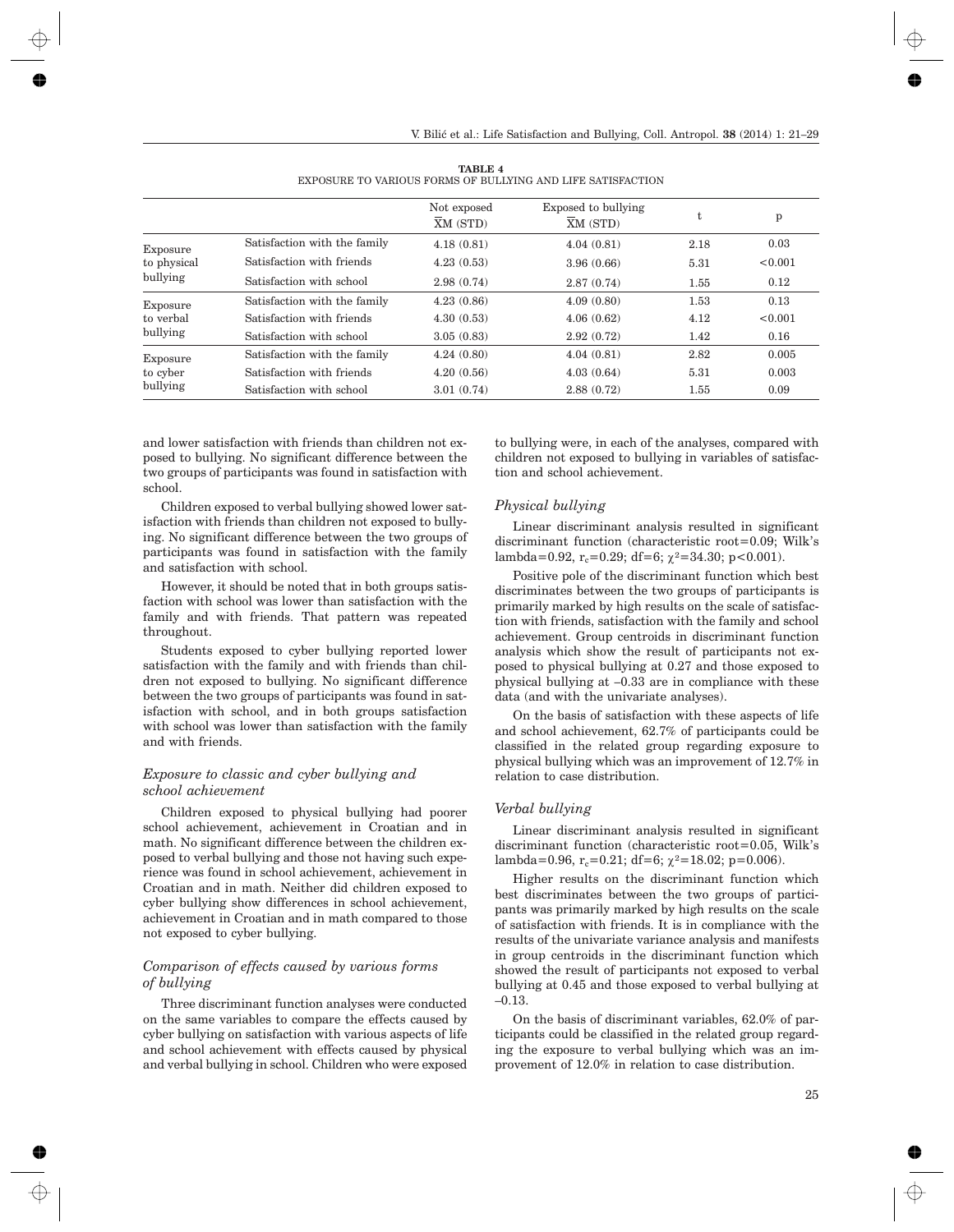**TABLE 4**
EXPOSURE TO VARIOUS FORMS OF BULLYING AND LIFE SATISFACTION

| | | Not exposed $\overline{X}$M (STD) | Exposed to bullying $\overline{X}$M (STD) | t | p |
|---|---|---|---|---|---|
| Exposure to physical bullying | Satisfaction with the family | 4.18 (0.81) | 4.04 (0.81) | 2.18 | 0.03 |
| | Satisfaction with friends | 4.23 (0.53) | 3.96 (0.66) | 5.31 | <0.001 |
| | Satisfaction with school | 2.98 (0.74) | 2.87 (0.74) | 1.55 | 0.12 |
| Exposure to verbal bullying | Satisfaction with the family | 4.23 (0.86) | 4.09 (0.80) | 1.53 | 0.13 |
| | Satisfaction with friends | 4.30 (0.53) | 4.06 (0.62) | 4.12 | <0.001 |
| | Satisfaction with school | 3.05 (0.83) | 2.92 (0.72) | 1.42 | 0.16 |
| Exposure to cyber bullying | Satisfaction with the family | 4.24 (0.80) | 4.04 (0.81) | 2.82 | 0.005 |
| | Satisfaction with friends | 4.20 (0.56) | 4.03 (0.64) | 5.31 | 0.003 |
| | Satisfaction with school | 3.01 (0.74) | 2.88 (0.72) | 1.55 | 0.09 |

and lower satisfaction with friends than children not exposed to bullying. No significant difference between the two groups of participants was found in satisfaction with school.

Children exposed to verbal bullying showed lower satisfaction with friends than children not exposed to bullying. No significant difference between the two groups of participants was found in satisfaction with the family and satisfaction with school.

However, it should be noted that in both groups satisfaction with school was lower than satisfaction with the family and with friends. That pattern was repeated throughout.

Students exposed to cyber bullying reported lower satisfaction with the family and with friends than children not exposed to bullying. No significant difference between the two groups of participants was found in satisfaction with school, and in both groups satisfaction with school was lower than satisfaction with the family and with friends.

### *Exposure to classic and cyber bullying and school achievement*

Children exposed to physical bullying had poorer school achievement, achievement in Croatian and in math. No significant difference between the children exposed to verbal bullying and those not having such experience was found in school achievement, achievement in Croatian and in math. Neither did children exposed to cyber bullying show differences in school achievement, achievement in Croatian and in math compared to those not exposed to cyber bullying.

### *Comparison of effects caused by various forms of bullying*

Three discriminant function analyses were conducted on the same variables to compare the effects caused by cyber bullying on satisfaction with various aspects of life and school achievement with effects caused by physical and verbal bullying in school. Children who were exposed to bullying were, in each of the analyses, compared with children not exposed to bullying in variables of satisfaction and school achievement.

### *Physical bullying*

Linear discriminant analysis resulted in significant discriminant function (characteristic root=0.09; Wilk's lambda=0.92, $r_c$=0.29; df=6; $\chi^2$=34.30; p<0.001).

Positive pole of the discriminant function which best discriminates between the two groups of participants is primarily marked by high results on the scale of satisfaction with friends, satisfaction with the family and school achievement. Group centroids in discriminant function analysis which show the result of participants not exposed to physical bullying at 0.27 and those exposed to physical bullying at –0.33 are in compliance with these data (and with the univariate analyses).

On the basis of satisfaction with these aspects of life and school achievement, 62.7% of participants could be classified in the related group regarding exposure to physical bullying which was an improvement of 12.7% in relation to case distribution.

### *Verbal bullying*

Linear discriminant analysis resulted in significant discriminant function (characteristic root=0.05, Wilk's lambda=0.96, $r_c$=0.21; df=6; $\chi^2$=18.02; p=0.006).

Higher results on the discriminant function which best discriminates between the two groups of participants was primarily marked by high results on the scale of satisfaction with friends. It is in compliance with the results of the univariate variance analysis and manifests in group centroids in the discriminant function which showed the result of participants not exposed to verbal bullying at 0.45 and those exposed to verbal bullying at –0.13.

On the basis of discriminant variables, 62.0% of participants could be classified in the related group regarding the exposure to verbal bullying which was an improvement of 12.0% in relation to case distribution.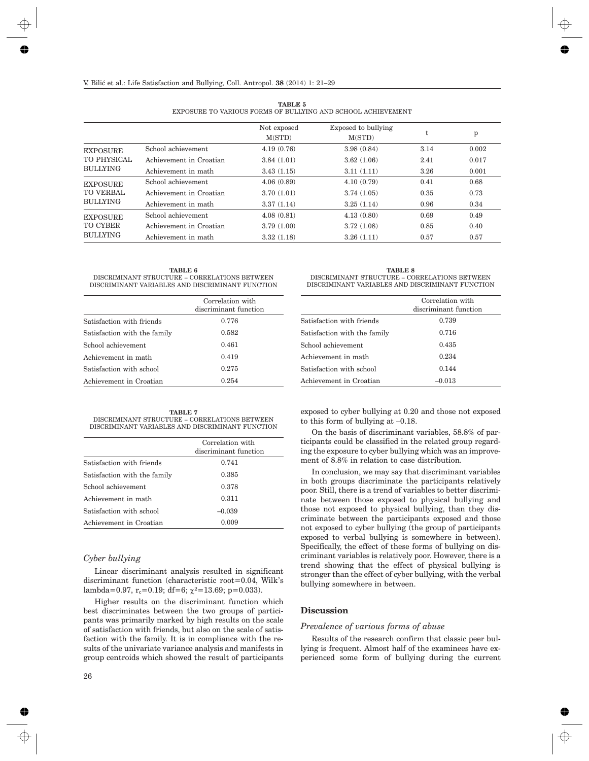**TABLE 5**
EXPOSURE TO VARIOUS FORMS OF BULLYING AND SCHOOL ACHIEVEMENT

| | | Not exposed M(STD) | Exposed to bullying M(STD) | t | p |
|---|---|---|---|---|---|
| EXPOSURE TO PHYSICAL BULLYING | School achievement | 4.19 (0.76) | 3.98 (0.84) | 3.14 | 0.002 |
| | Achievement in Croatian | 3.84 (1.01) | 3.62 (1.06) | 2.41 | 0.017 |
| | Achievement in math | 3.43 (1.15) | 3.11 (1.11) | 3.26 | 0.001 |
| EXPOSURE TO VERBAL BULLYING | School achievement | 4.06 (0.89) | 4.10 (0.79) | 0.41 | 0.68 |
| | Achievement in Croatian | 3.70 (1.01) | 3.74 (1.05) | 0.35 | 0.73 |
| | Achievement in math | 3.37 (1.14) | 3.25 (1.14) | 0.96 | 0.34 |
| EXPOSURE TO CYBER BULLYING | School achievement | 4.08 (0.81) | 4.13 (0.80) | 0.69 | 0.49 |
| | Achievement in Croatian | 3.79 (1.00) | 3.72 (1.08) | 0.85 | 0.40 |
| | Achievement in math | 3.32 (1.18) | 3.26 (1.11) | 0.57 | 0.57 |

**TABLE 6**
DISCRIMINANT STRUCTURE – CORRELATIONS BETWEEN DISCRIMINANT VARIABLES AND DISCRIMINANT FUNCTION

| | Correlation with discriminant function |
|---|---|
| Satisfaction with friends | 0.776 |
| Satisfaction with the family | 0.582 |
| School achievement | 0.461 |
| Achievement in math | 0.419 |
| Satisfaction with school | 0.275 |
| Achievement in Croatian | 0.254 |

**TABLE 7**
DISCRIMINANT STRUCTURE – CORRELATIONS BETWEEN DISCRIMINANT VARIABLES AND DISCRIMINANT FUNCTION

| | Correlation with discriminant function |
|---|---|
| Satisfaction with friends | 0.741 |
| Satisfaction with the family | 0.385 |
| School achievement | 0.378 |
| Achievement in math | 0.311 |
| Satisfaction with school | –0.039 |
| Achievement in Croatian | 0.009 |

### *Cyber bullying*

Linear discriminant analysis resulted in significant discriminant function (characteristic root=0.04, Wilk's lambda=0.97, $r_c$=0.19; df=6; $\chi^2$=13.69; p=0.033).

Higher results on the discriminant function which best discriminates between the two groups of participants was primarily marked by high results on the scale of satisfaction with friends, but also on the scale of satisfaction with the family. It is in compliance with the results of the univariate variance analysis and manifests in group centroids which showed the result of participants exposed to cyber bullying at 0.20 and those not exposed to this form of bullying at –0.18.

**TABLE 8**
DISCRIMINANT STRUCTURE – CORRELATIONS BETWEEN DISCRIMINANT VARIABLES AND DISCRIMINANT FUNCTION

| | Correlation with discriminant function |
|---|---|
| Satisfaction with friends | 0.739 |
| Satisfaction with the family | 0.716 |
| School achievement | 0.435 |
| Achievement in math | 0.234 |
| Satisfaction with school | 0.144 |
| Achievement in Croatian | –0.013 |

On the basis of discriminant variables, 58.8% of participants could be classified in the related group regarding the exposure to cyber bullying which was an improvement of 8.8% in relation to case distribution.

In conclusion, we may say that discriminant variables in both groups discriminate the participants relatively poor. Still, there is a trend of variables to better discriminate between those exposed to physical bullying and those not exposed to physical bullying, than they discriminate between the participants exposed and those not exposed to cyber bullying (the group of participants exposed to verbal bullying is somewhere in between). Specifically, the effect of these forms of bullying on discriminant variables is relatively poor. However, there is a trend showing that the effect of physical bullying is stronger than the effect of cyber bullying, with the verbal bullying somewhere in between.

## Discussion

### *Prevalence of various forms of abuse*

Results of the research confirm that classic peer bullying is frequent. Almost half of the examinees have experienced some form of bullying during the current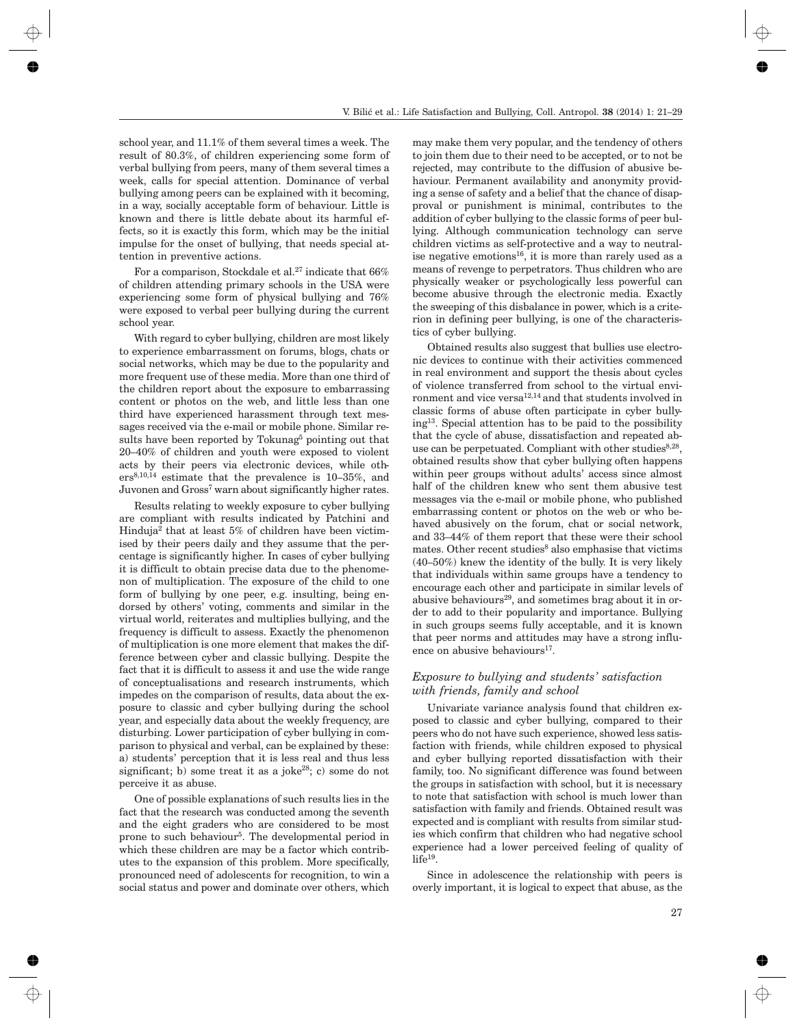school year, and 11.1% of them several times a week. The result of 80.3%, of children experiencing some form of verbal bullying from peers, many of them several times a week, calls for special attention. Dominance of verbal bullying among peers can be explained with it becoming, in a way, socially acceptable form of behaviour. Little is known and there is little debate about its harmful effects, so it is exactly this form, which may be the initial impulse for the onset of bullying, that needs special attention in preventive actions.

For a comparison, Stockdale et al.[27] indicate that 66% of children attending primary schools in the USA were experiencing some form of physical bullying and 76% were exposed to verbal peer bullying during the current school year.

With regard to cyber bullying, children are most likely to experience embarrassment on forums, blogs, chats or social networks, which may be due to the popularity and more frequent use of these media. More than one third of the children report about the exposure to embarrassing content or photos on the web, and little less than one third have experienced harassment through text messages received via the e-mail or mobile phone. Similar results have been reported by Tokunag[5] pointing out that 20–40% of children and youth were exposed to violent acts by their peers via electronic devices, while others[8,10,14] estimate that the prevalence is 10–35%, and Juvonen and Gross[7] warn about significantly higher rates.

Results relating to weekly exposure to cyber bullying are compliant with results indicated by Patchini and Hinduja[2] that at least 5% of children have been victimised by their peers daily and they assume that the percentage is significantly higher. In cases of cyber bullying it is difficult to obtain precise data due to the phenomenon of multiplication. The exposure of the child to one form of bullying by one peer, e.g. insulting, being endorsed by others' voting, comments and similar in the virtual world, reiterates and multiplies bullying, and the frequency is difficult to assess. Exactly the phenomenon of multiplication is one more element that makes the difference between cyber and classic bullying. Despite the fact that it is difficult to assess it and use the wide range of conceptualisations and research instruments, which impedes on the comparison of results, data about the exposure to classic and cyber bullying during the school year, and especially data about the weekly frequency, are disturbing. Lower participation of cyber bullying in comparison to physical and verbal, can be explained by these: a) students' perception that it is less real and thus less significant; b) some treat it as a joke[28]; c) some do not perceive it as abuse.

One of possible explanations of such results lies in the fact that the research was conducted among the seventh and the eight graders who are considered to be most prone to such behaviour[5]. The developmental period in which these children are may be a factor which contributes to the expansion of this problem. More specifically, pronounced need of adolescents for recognition, to win a social status and power and dominate over others, which may make them very popular, and the tendency of others to join them due to their need to be accepted, or to not be rejected, may contribute to the diffusion of abusive behaviour. Permanent availability and anonymity providing a sense of safety and a belief that the chance of disapproval or punishment is minimal, contributes to the addition of cyber bullying to the classic forms of peer bullying. Although communication technology can serve children victims as self-protective and a way to neutralise negative emotions[16], it is more than rarely used as a means of revenge to perpetrators. Thus children who are physically weaker or psychologically less powerful can behave abusive through the electronic media. Exactly the sweeping of this disbalance in power, which is a criterion in defining peer bullying, is one of the characteristics of cyber bullying.

Obtained results also suggest that bullies use electronic devices to continue with their activities commenced in real environment and support the thesis about cycles of violence transferred from school to the virtual environment and vice versa[12,14] and that students involved in classic forms of abuse often participate in cyber bullying[13]. Special attention has to be paid to the possibility that the cycle of abuse, dissatisfaction and repeated abuse can be perpetuated. Compliant with other studies[8,28], obtained results show that cyber bullying often happens within peer groups without adults' access since almost half of the children knew who sent them abusive test messages via the e-mail or mobile phone, who published embarrassing content or photos on the web or who behaved abusively on the forum, chat or social network, and 33–44% of them report that these were their school mates. Other recent studies[8] also emphasise that victims (40–50%) knew the identity of the bully. It is very likely that individuals within same groups have a tendency to encourage each other and participate in similar levels of abusive behaviours[29], and sometimes brag about it in order to add to their popularity and importance. Bullying in such groups seems fully acceptable, and it is known that peer norms and attitudes may have a strong influence on abusive behaviours[17].

### *Exposure to bullying and students' satisfaction with friends, family and school*

Univariate variance analysis found that children exposed to classic and cyber bullying, compared to their peers who do not have such experience, showed less satisfaction with friends, while children exposed to physical and cyber bullying reported dissatisfaction with their family, too. No significant difference was found between the groups in satisfaction with school, but it is necessary to note that satisfaction with school is much lower than satisfaction with family and friends. Obtained result was expected and is compliant with results from similar studies which confirm that children who had negative school experience had a lower perceived feeling of quality of life[19].

Since in adolescence the relationship with peers is overly important, it is logical to expect that abuse, as the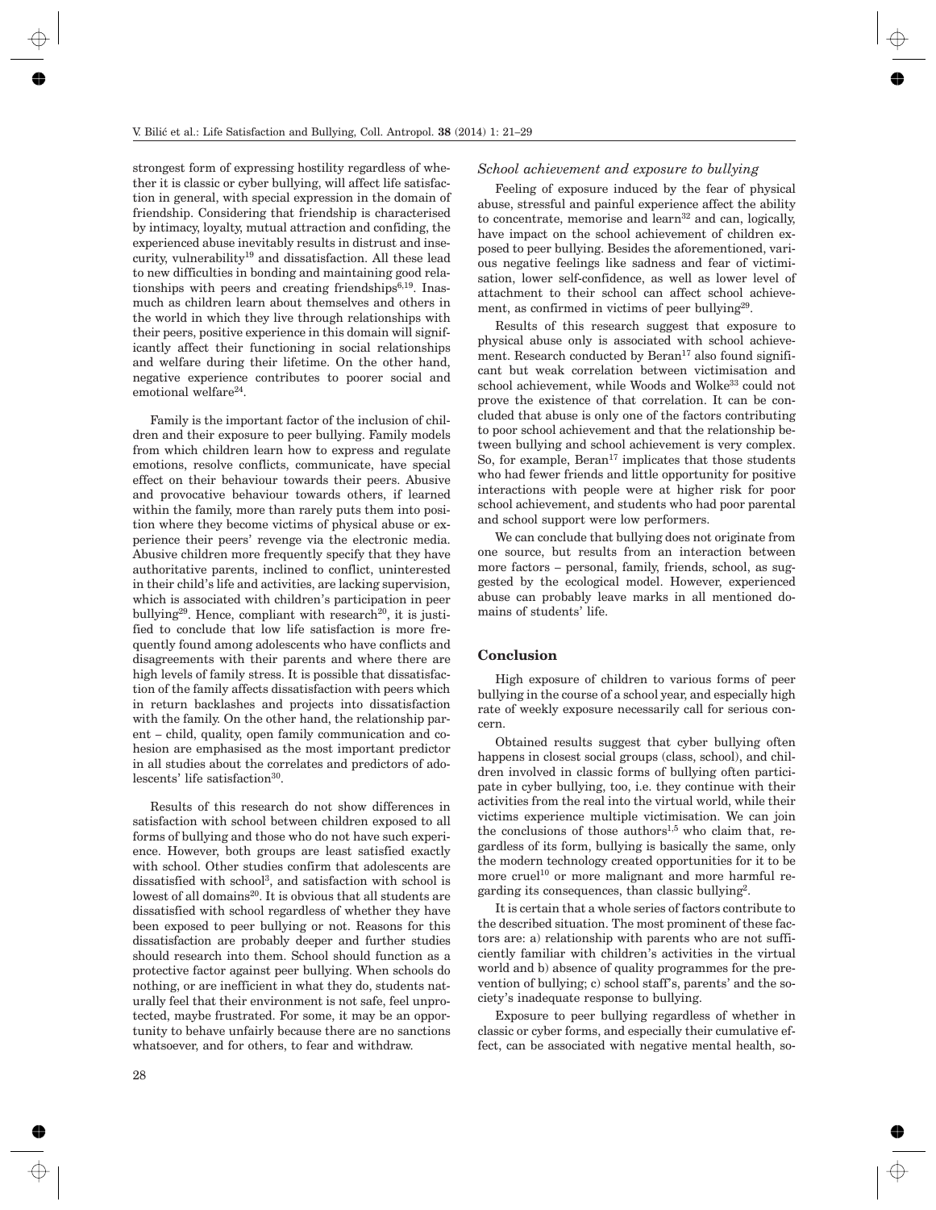strongest form of expressing hostility regardless of whether it is classic or cyber bullying, will affect life satisfaction in general, with special expression in the domain of friendship. Considering that friendship is characterised by intimacy, loyalty, mutual attraction and confiding, the experienced abuse inevitably results in distrust and insecurity, vulnerability[19] and dissatisfaction. All these lead to new difficulties in bonding and maintaining good relationships with peers and creating friendships[6,19]. Inasmuch as children learn about themselves and others in the world in which they live through relationships with their peers, positive experience in this domain will significantly affect their functioning in social relationships and welfare during their lifetime. On the other hand, negative experience contributes to poorer social and emotional welfare[24].

Family is the important factor of the inclusion of children and their exposure to peer bullying. Family models from which children learn how to express and regulate emotions, resolve conflicts, communicate, have special effect on their behaviour towards their peers. Abusive and provocative behaviour towards others, if learned within the family, more than rarely puts them into position where they become victims of physical abuse or experience their peers' revenge via the electronic media. Abusive children more frequently specify that they have authoritative parents, inclined to conflict, uninterested in their child's life and activities, are lacking supervision, which is associated with children's participation in peer bullying[29]. Hence, compliant with research[20], it is justified to conclude that low life satisfaction is more frequently found among adolescents who have conflicts and disagreements with their parents and where there are high levels of family stress. It is possible that dissatisfaction of the family affects dissatisfaction with peers which in return backlashes and projects into dissatisfaction with the family. On the other hand, the relationship parent – child, quality, open family communication and cohesion are emphasised as the most important predictor in all studies about the correlates and predictors of adolescents' life satisfaction[30].

Results of this research do not show differences in satisfaction with school between children exposed to all forms of bullying and those who do not have such experience. However, both groups are least satisfied exactly with school. Other studies confirm that adolescents are dissatisfied with school[3], and satisfaction with school is lowest of all domains[20]. It is obvious that all students are dissatisfied with school regardless of whether they have been exposed to peer bullying or not. Reasons for this dissatisfaction are probably deeper and further studies should research into them. School should function as a protective factor against peer bullying. When schools do nothing, or are inefficient in what they do, students naturally feel that their environment is not safe, feel unprotected, maybe frustrated. For some, it may be an opportunity to behave unfairly because there are no sanctions whatsoever, and for others, to fear and withdraw.

### *School achievement and exposure to bullying*

Feeling of exposure induced by the fear of physical abuse, stressful and painful experience affect the ability to concentrate, memorise and learn[32] and can, logically, have impact on the school achievement of children exposed to peer bullying. Besides the aforementioned, various negative feelings like sadness and fear of victimisation, lower self-confidence, as well as lower level of attachment to their school can affect school achievement, as confirmed in victims of peer bullying[29].

Results of this research suggest that exposure to physical abuse only is associated with school achievement. Research conducted by Beran[17] also found significant but weak correlation between victimisation and school achievement, while Woods and Wolke[33] could not prove the existence of that correlation. It can be concluded that abuse is only one of the factors contributing to poor school achievement and that the relationship between bullying and school achievement is very complex. So, for example, Beran[17] implicates that those students who had fewer friends and little opportunity for positive interactions with people were at higher risk for poor school achievement, and students who had poor parental and school support were low performers.

We can conclude that bullying does not originate from one source, but results from an interaction between more factors – personal, family, friends, school, as suggested by the ecological model. However, experienced abuse can probably leave marks in all mentioned domains of students' life.

## Conclusion

High exposure of children to various forms of peer bullying in the course of a school year, and especially high rate of weekly exposure necessarily call for serious concern.

Obtained results suggest that cyber bullying often happens in closest social groups (class, school), and children involved in classic forms of bullying often participate in cyber bullying, too, i.e. they continue with their activities from the real into the virtual world, while their victims experience multiple victimisation. We can join the conclusions of those authors[1,5] who claim that, regardless of its form, bullying is basically the same, only the modern technology created opportunities for it to be more cruel[10] or more malignant and more harmful regarding its consequences, than classic bullying[2].

It is certain that a whole series of factors contribute to the described situation. The most prominent of these factors are: a) relationship with parents who are not sufficiently familiar with children's activities in the virtual world and b) absence of quality programmes for the prevention of bullying; c) school staff's, parents' and the society's inadequate response to bullying.

Exposure to peer bullying regardless of whether in classic or cyber forms, and especially their cumulative effect, can be associated with negative mental health, so-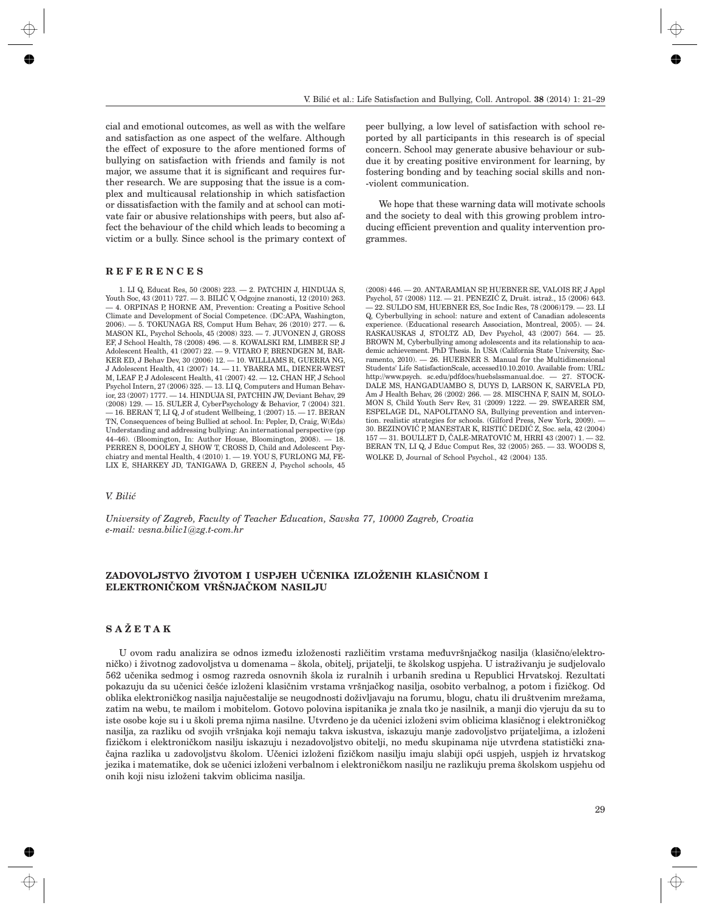cial and emotional outcomes, as well as with the welfare and satisfaction as one aspect of the welfare. Although the effect of exposure to the afore mentioned forms of bullying on satisfaction with friends and family is not major, we assume that it is significant and requires further research. We are supposing that the issue is a complex and multicausal relationship in which satisfaction or dissatisfaction with the family and at school can motivate fair or abusive relationships with peers, but also affect the behaviour of the child which leads to becoming a victim or a bully. Since school is the primary context of peer bullying, a low level of satisfaction with school reported by all participants in this research is of special concern. School may generate abusive behaviour or subdue it by creating positive environment for learning, by fostering bonding and by teaching social skills and non-violent communication.

We hope that these warning data will motivate schools and the society to deal with this growing problem introducing efficient prevention and quality intervention programmes.

## REFERENCES

1. LI Q, Educat Res, 50 (2008) 223. — 2. PATCHIN J, HINDUJA S, Youth Soc, 43 (2011) 727. — 3. BILIĆ V, Odgojne znanosti, 12 (2010) 263. — 4. ORPINAS P, HORNE AM, Prevention: Creating a Positive School Climate and Development of Social Competence. (DC:APA, Washington, 2006). — 5. TOKUNAGA RS, Comput Hum Behav, 26 (2010) 277. — 6. MASON KL, Psychol Schools, 45 (2008) 323. — 7. JUVONEN J, GROSS EF, J School Health, 78 (2008) 496. — 8. KOWALSKI RM, LIMBER SP, J Adolescent Health, 41 (2007) 22. — 9. VITARO F, BRENDGEN M, BARKER ED, J Behav Dev, 30 (2006) 12. — 10. WILLIAMS R, GUERRA NG, J Adolescent Health, 41 (2007) 14. — 11. YBARRA ML, DIENER-WEST M, LEAF P, J Adolescent Health, 41 (2007) 42. — 12. CHAN HF, J School Psychol Intern, 27 (2006) 325. — 13. LI Q, Computers and Human Behavior, 23 (2007) 1777. — 14. HINDUJA SI, PATCHIN JW, Deviant Behav, 29 (2008) 129. — 15. SULER J, CyberPsychology & Behavior, 7 (2004) 321. — 16. BERAN T, LI Q, J of student Wellbeing, 1 (2007) 15. — 17. BERAN TN, Consequences of being Bullied at school. In: Pepler, D, Craig, W(Eds) Understanding and addressing bullying: An international perspective (pp 44–46). (Bloomington, In: Author House, Bloomington, 2008). — 18. PERREN S, DOOLEY J, SHOW T, CROSS D, Child and Adolescent Psychiatry and mental Health, 4 (2010) 1. — 19. YOU S, FURLONG MJ, FELIX E, SHARKEY JD, TANIGAWA D, GREEN J, Psychol schools, 45 (2008) 446. — 20. ANTARAMIAN SP, HUEBNER SE, VALOIS RF, J Appl Psychol, 57 (2008) 112. — 21. PENEZIĆ Z, Društ. istraž., 15 (2006) 643. — 22. SULDO SM, HUEBNER ES, Soc Indic Res, 78 (2006)179. — 23. LI Q, Cyberbullying in school: nature and extent of Canadian adolescents experience. (Educational research Association, Montreal, 2005). — 24. RASKAUSKAS J, STOLTZ AD, Dev Psychol, 43 (2007) 564. — 25. BROWN M, Cyberbullying among adolescents and its relationship to academic achievement. PhD Thesis. In USA (California State University, Sacramento, 2010). — 26. HUEBNER S. Manual for the Multidimensional Students' Life SatisfactionScale, accessed10.10.2010. Available from: URL: http://www.psych. sc.edu/pdfdocs/huebslssmanual.doc. — 27. STOCKDALE MS, HANGADUAMBO S, DUYS D, LARSON K, SARVELA PD, Am J Health Behav, 26 (2002) 266. — 28. MISCHNA F, SAIN M, SOLOMON S, Child Youth Serv Rev, 31 (2009) 1222. — 29. SWEARER SM, ESPELAGE DL, NAPOLITANO SA, Bullying prevention and intervention. realistic strategies for schools. (Gilford Press, New York, 2009). — 30. BEZINOVIĆ P, MANESTAR K, RISTIĆ DEDIĆ Z, Soc. sela, 42 (2004) 157 — 31. BOULLET D, ČALE-MRATOVIĆ M, HRRI 43 (2007) 1. — 32. BERAN TN, LI Q, J Educ Comput Res, 32 (2005) 265. — 33. WOODS S, WOLKE D, Journal of School Psychol., 42 (2004) 135.

*V. Bilić*

*University of Zagreb, Faculty of Teacher Education, Savska 77, 10000 Zagreb, Croatia*
*e-mail: vesna.bilic1@zg.t-com.hr*

## ZADOVOLJSTVO ŽIVOTOM I USPJEH UČENIKA IZLOŽENIH KLASIČNOM I ELEKTRONIČKOM VRŠNJAČKOM NASILJU

## SAŽETAK

U ovom radu analizira se odnos između izloženosti različitim vrstama međuvršnjačkog nasilja (klasično/elektroničko) i životnog zadovoljstva u domenama – škola, obitelj, prijatelji, te školskog uspjeha. U istraživanju je sudjelovalo 562 učenika sedmog i osmog razreda osnovnih škola iz ruralnih i urbanih sredina u Republici Hrvatskoj. Rezultati pokazuju da su učenici češće izloženi klasičnim vrstama vršnjačkog nasilja, osobito verbalnog, a potom i fizičkog. Od oblika elektroničkog nasilja najučestalije se neugodnosti doživljavaju na forumu, blogu, chatu ili društvenim mrežama, zatim na webu, te mailom i mobitelom. Gotovo polovina ispitanika je znala tko je nasilnik, a manji dio vjeruju da su to iste osobe koje su i u školi prema njima nasilne. Utvrđeno je da učenici izloženi svim oblicima klasičnog i elektroničkog nasilja, za razliku od svojih vršnjaka koji nemaju takva iskustva, iskazuju manje zadovoljstvo prijateljima, a izloženi fizičkom i elektroničkom nasilju iskazuju i nezadovoljstvo obitelji, no među skupinama nije utvrđena statistički značajna razlika u zadovoljstvu školom. Učenici izloženi fizičkom nasilju imaju slabiji opći uspjeh, uspjeh iz hrvatskog jezika i matematike, dok se učenici izloženi verbalnom i elektroničkom nasilju ne razlikuju prema školskom uspjehu od onih koji nisu izloženi takvim oblicima nasilja.